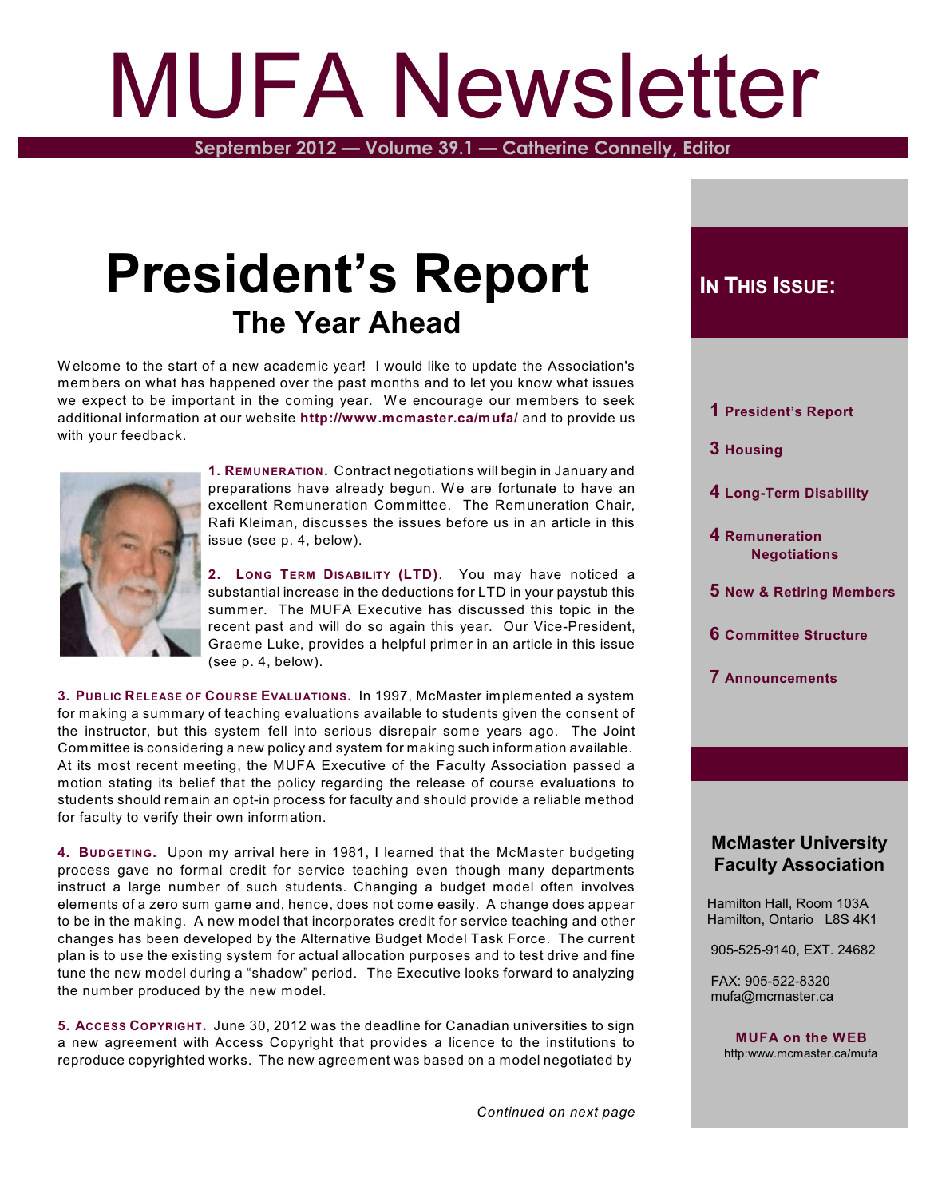# MUFA Newsletter

**September 2012 — Volume 39.1 — Catherine Connelly, Editor**

# President's Report

## The Year Ahead

Welcome to the start of a new academic year! I would like to update the Association's members on what has happened over the past months and to let you know what issues we expect to be important in the coming year. We encourage our members to seek additional information at our website **http://www.mcmaster.ca/mufa/** and to provide us with your feedback.

**1. Remuneration.** Contract negotiations will begin in January and preparations have already begun. We are fortunate to have an excellent Remuneration Committee. The Remuneration Chair, Rafi Kleiman, discusses the issues before us in an article in this issue (see p. 4, below).

**2. Long Term Disability (LTD).** You may have noticed a substantial increase in the deductions for LTD in your paystub this summer. The MUFA Executive has discussed this topic in the recent past and will do so again this year. Our Vice-President, Graeme Luke, provides a helpful primer in an article in this issue (see p. 4, below).

**3. Public Release of Course Evaluations.** In 1997, McMaster implemented a system for making a summary of teaching evaluations available to students given the consent of the instructor, but this system fell into serious disrepair some years ago. The Joint Committee is considering a new policy and system for making such information available. At its most recent meeting, the MUFA Executive of the Faculty Association passed a motion stating its belief that the policy regarding the release of course evaluations to students should remain an opt-in process for faculty and should provide a reliable method for faculty to verify their own information.

**4. Budgeting.** Upon my arrival here in 1981, I learned that the McMaster budgeting process gave no formal credit for service teaching even though many departments instruct a large number of such students. Changing a budget model often involves elements of a zero sum game and, hence, does not come easily. A change does appear to be in the making. A new model that incorporates credit for service teaching and other changes has been developed by the Alternative Budget Model Task Force. The current plan is to use the existing system for actual allocation purposes and to test drive and fine tune the new model during a "shadow" period. The Executive looks forward to analyzing the number produced by the new model.

**5. Access Copyright.** June 30, 2012 was the deadline for Canadian universities to sign a new agreement with Access Copyright that provides a licence to the institutions to reproduce copyrighted works. The new agreement was based on a model negotiated by

*Continued on next page*

---

### In This Issue:

- **1** President's Report
- **3** Housing
- **4** Long-Term Disability
- **4** Remuneration Negotiations
- **5** New & Retiring Members
- **6** Committee Structure
- **7** Announcements

**McMaster University Faculty Association**

Hamilton Hall, Room 103A
Hamilton, Ontario L8S 4K1

905-525-9140, EXT. 24682

FAX: 905-522-8320
mufa@mcmaster.ca

**MUFA on the WEB**
http:www.mcmaster.ca/mufa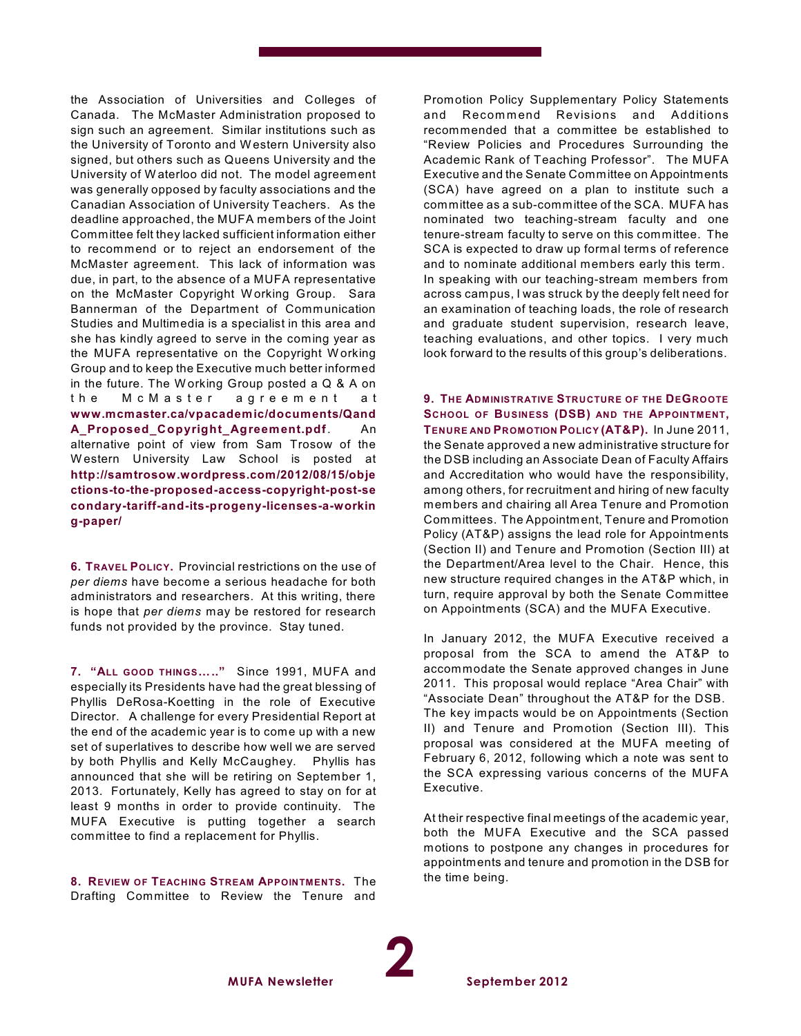the Association of Universities and Colleges of Canada. The McMaster Administration proposed to sign such an agreement. Similar institutions such as the University of Toronto and Western University also signed, but others such as Queens University and the University of Waterloo did not. The model agreement was generally opposed by faculty associations and the Canadian Association of University Teachers. As the deadline approached, the MUFA members of the Joint Committee felt they lacked sufficient information either to recommend or to reject an endorsement of the McMaster agreement. This lack of information was due, in part, to the absence of a MUFA representative on the McMaster Copyright Working Group. Sara Bannerman of the Department of Communication Studies and Multimedia is a specialist in this area and she has kindly agreed to serve in the coming year as the MUFA representative on the Copyright Working Group and to keep the Executive much better informed in the future. The Working Group posted a Q & A on the McMaster agreement at **www.mcmaster.ca/vpacademic/documents/QandA_Proposed_Copyright_Agreement.pdf**. An alternative point of view from Sam Trosow of the Western University Law School is posted at **http://samtrosow.wordpress.com/2012/08/15/objections-to-the-proposed-access-copyright-post-secondary-tariff-and-its-progeny-licenses-a-working-paper/**

**6. TRAVEL POLICY.** Provincial restrictions on the use of *per diems* have become a serious headache for both administrators and researchers. At this writing, there is hope that *per diems* may be restored for research funds not provided by the province. Stay tuned.

**7. "ALL GOOD THINGS….."** Since 1991, MUFA and especially its Presidents have had the great blessing of Phyllis DeRosa-Koetting in the role of Executive Director. A challenge for every Presidential Report at the end of the academic year is to come up with a new set of superlatives to describe how well we are served by both Phyllis and Kelly McCaughey. Phyllis has announced that she will be retiring on September 1, 2013. Fortunately, Kelly has agreed to stay on for at least 9 months in order to provide continuity. The MUFA Executive is putting together a search committee to find a replacement for Phyllis.

**8. REVIEW OF TEACHING STREAM APPOINTMENTS.** The Drafting Committee to Review the Tenure and Promotion Policy Supplementary Policy Statements and Recommend Revisions and Additions recommended that a committee be established to "Review Policies and Procedures Surrounding the Academic Rank of Teaching Professor". The MUFA Executive and the Senate Committee on Appointments (SCA) have agreed on a plan to institute such a committee as a sub-committee of the SCA. MUFA has nominated two teaching-stream faculty and one tenure-stream faculty to serve on this committee. The SCA is expected to draw up formal terms of reference and to nominate additional members early this term. In speaking with our teaching-stream members from across campus, I was struck by the deeply felt need for an examination of teaching loads, the role of research and graduate student supervision, research leave, teaching evaluations, and other topics. I very much look forward to the results of this group's deliberations.

**9. THE ADMINISTRATIVE STRUCTURE OF THE DEGROOTE SCHOOL OF BUSINESS (DSB) AND THE APPOINTMENT, TENURE AND PROMOTION POLICY (AT&P).** In June 2011, the Senate approved a new administrative structure for the DSB including an Associate Dean of Faculty Affairs and Accreditation who would have the responsibility, among others, for recruitment and hiring of new faculty members and chairing all Area Tenure and Promotion Committees. The Appointment, Tenure and Promotion Policy (AT&P) assigns the lead role for Appointments (Section II) and Tenure and Promotion (Section III) at the Department/Area level to the Chair. Hence, this new structure required changes in the AT&P which, in turn, require approval by both the Senate Committee on Appointments (SCA) and the MUFA Executive.

In January 2012, the MUFA Executive received a proposal from the SCA to amend the AT&P to accommodate the Senate approved changes in June 2011. This proposal would replace "Area Chair" with "Associate Dean" throughout the AT&P for the DSB. The key impacts would be on Appointments (Section II) and Tenure and Promotion (Section III). This proposal was considered at the MUFA meeting of February 6, 2012, following which a note was sent to the SCA expressing various concerns of the MUFA Executive.

At their respective final meetings of the academic year, both the MUFA Executive and the SCA passed motions to postpone any changes in procedures for appointments and tenure and promotion in the DSB for the time being.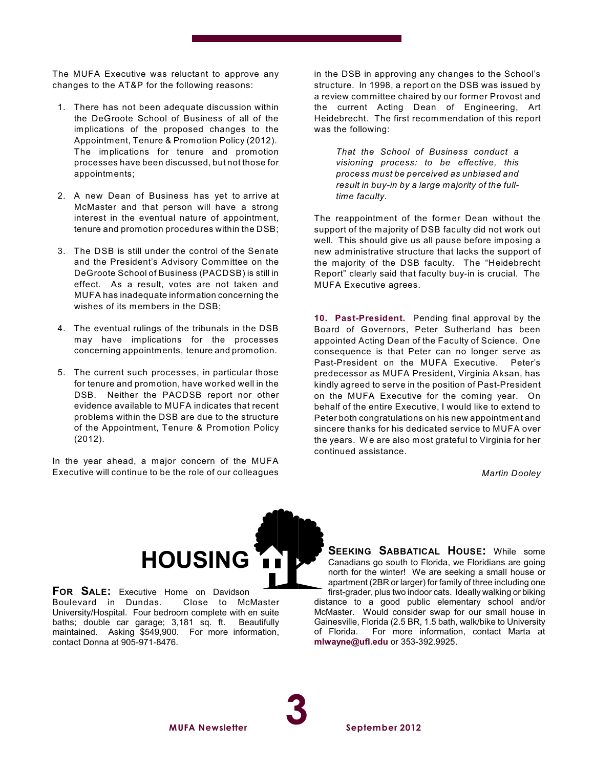The MUFA Executive was reluctant to approve any changes to the AT&P for the following reasons:

1. There has not been adequate discussion within the DeGroote School of Business of all of the implications of the proposed changes to the Appointment, Tenure & Promotion Policy (2012). The implications for tenure and promotion processes have been discussed, but not those for appointments;

2. A new Dean of Business has yet to arrive at McMaster and that person will have a strong interest in the eventual nature of appointment, tenure and promotion procedures within the DSB;

3. The DSB is still under the control of the Senate and the President's Advisory Committee on the DeGroote School of Business (PACDSB) is still in effect. As a result, votes are not taken and MUFA has inadequate information concerning the wishes of its members in the DSB;

4. The eventual rulings of the tribunals in the DSB may have implications for the processes concerning appointments, tenure and promotion.

5. The current such processes, in particular those for tenure and promotion, have worked well in the DSB. Neither the PACDSB report nor other evidence available to MUFA indicates that recent problems within the DSB are due to the structure of the Appointment, Tenure & Promotion Policy (2012).

In the year ahead, a major concern of the MUFA Executive will continue to be the role of our colleagues in the DSB in approving any changes to the School's structure. In 1998, a report on the DSB was issued by a review committee chaired by our former Provost and the current Acting Dean of Engineering, Art Heidebrecht. The first recommendation of this report was the following:

> *That the School of Business conduct a visioning process: to be effective, this process must be perceived as unbiased and result in buy-in by a large majority of the full-time faculty.*

The reappointment of the former Dean without the support of the majority of DSB faculty did not work out well. This should give us all pause before imposing a new administrative structure that lacks the support of the majority of the DSB faculty. The "Heidebrecht Report" clearly said that faculty buy-in is crucial. The MUFA Executive agrees.

**10. Past-President.** Pending final approval by the Board of Governors, Peter Sutherland has been appointed Acting Dean of the Faculty of Science. One consequence is that Peter can no longer serve as Past-President on the MUFA Executive. Peter's predecessor as MUFA President, Virginia Aksan, has kindly agreed to serve in the position of Past-President on the MUFA Executive for the coming year. On behalf of the entire Executive, I would like to extend to Peter both congratulations on his new appointment and sincere thanks for his dedicated service to MUFA over the years. We are also most grateful to Virginia for her continued assistance.

*Martin Dooley*

# HOUSING

**FOR SALE:** Executive Home on Davidson Boulevard in Dundas. Close to McMaster University/Hospital. Four bedroom complete with en suite baths; double car garage; 3,181 sq. ft. Beautifully maintained. Asking $549,900. For more information, contact Donna at 905-971-8476.

**SEEKING SABBATICAL HOUSE:** While some Canadians go south to Florida, we Floridians are going north for the winter! We are seeking a small house or apartment (2BR or larger) for family of three including one first-grader, plus two indoor cats. Ideally walking or biking distance to a good public elementary school and/or McMaster. Would consider swap for our small house in Gainesville, Florida (2.5 BR, 1.5 bath, walk/bike to University of Florida. For more information, contact Marta at **mlwayne@ufl.edu** or 353-392.9925.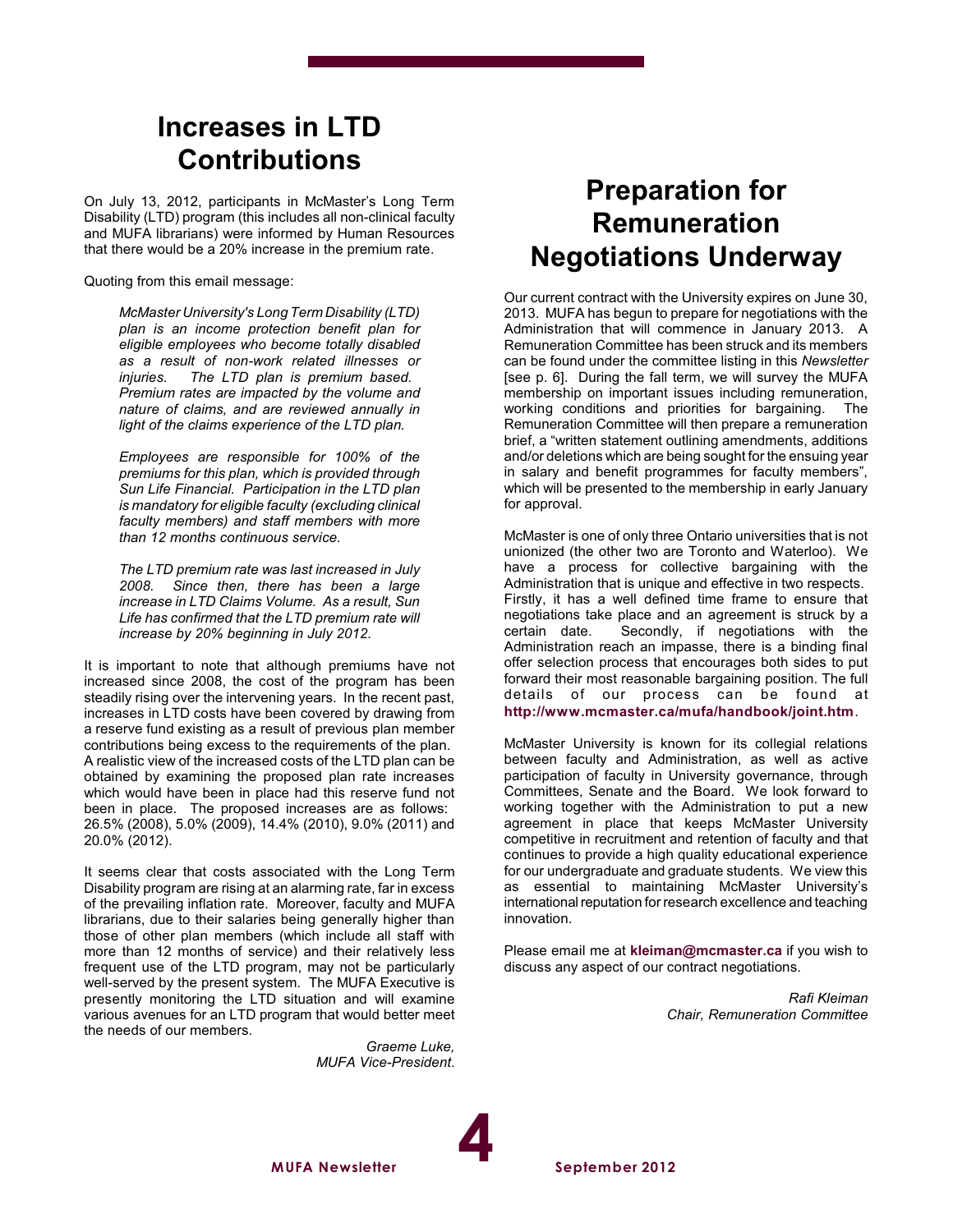# Increases in LTD Contributions

On July 13, 2012, participants in McMaster's Long Term Disability (LTD) program (this includes all non-clinical faculty and MUFA librarians) were informed by Human Resources that there would be a 20% increase in the premium rate.

Quoting from this email message:

> *McMaster University's Long Term Disability (LTD) plan is an income protection benefit plan for eligible employees who become totally disabled as a result of non-work related illnesses or injuries. The LTD plan is premium based. Premium rates are impacted by the volume and nature of claims, and are reviewed annually in light of the claims experience of the LTD plan.*
>
> *Employees are responsible for 100% of the premiums for this plan, which is provided through Sun Life Financial. Participation in the LTD plan is mandatory for eligible faculty (excluding clinical faculty members) and staff members with more than 12 months continuous service.*
>
> *The LTD premium rate was last increased in July 2008. Since then, there has been a large increase in LTD Claims Volume. As a result, Sun Life has confirmed that the LTD premium rate will increase by 20% beginning in July 2012.*

It is important to note that although premiums have not increased since 2008, the cost of the program has been steadily rising over the intervening years. In the recent past, increases in LTD costs have been covered by drawing from a reserve fund existing as a result of previous plan member contributions being excess to the requirements of the plan. A realistic view of the increased costs of the LTD plan can be obtained by examining the proposed plan rate increases which would have been in place had this reserve fund not been in place. The proposed increases are as follows: 26.5% (2008), 5.0% (2009), 14.4% (2010), 9.0% (2011) and 20.0% (2012).

It seems clear that costs associated with the Long Term Disability program are rising at an alarming rate, far in excess of the prevailing inflation rate. Moreover, faculty and MUFA librarians, due to their salaries being generally higher than those of other plan members (which include all staff with more than 12 months of service) and their relatively less frequent use of the LTD program, may not be particularly well-served by the present system. The MUFA Executive is presently monitoring the LTD situation and will examine various avenues for an LTD program that would better meet the needs of our members.

*Graeme Luke,*
*MUFA Vice-President.*

# Preparation for Remuneration Negotiations Underway

Our current contract with the University expires on June 30, 2013. MUFA has begun to prepare for negotiations with the Administration that will commence in January 2013. A Remuneration Committee has been struck and its members can be found under the committee listing in this *Newsletter* [see p. 6]. During the fall term, we will survey the MUFA membership on important issues including remuneration, working conditions and priorities for bargaining. The Remuneration Committee will then prepare a remuneration brief, a "written statement outlining amendments, additions and/or deletions which are being sought for the ensuing year in salary and benefit programmes for faculty members", which will be presented to the membership in early January for approval.

McMaster is one of only three Ontario universities that is not unionized (the other two are Toronto and Waterloo). We have a process for collective bargaining with the Administration that is unique and effective in two respects. Firstly, it has a well defined time frame to ensure that negotiations take place and an agreement is struck by a certain date. Secondly, if negotiations with the Administration reach an impasse, there is a binding final offer selection process that encourages both sides to put forward their most reasonable bargaining position. The full details of our process can be found at **http://www.mcmaster.ca/mufa/handbook/joint.htm**.

McMaster University is known for its collegial relations between faculty and Administration, as well as active participation of faculty in University governance, through Committees, Senate and the Board. We look forward to working together with the Administration to put a new agreement in place that keeps McMaster University competitive in recruitment and retention of faculty and that continues to provide a high quality educational experience for our undergraduate and graduate students. We view this as essential to maintaining McMaster University's international reputation for research excellence and teaching innovation.

Please email me at **kleiman@mcmaster.ca** if you wish to discuss any aspect of our contract negotiations.

*Rafi Kleiman*
*Chair, Remuneration Committee*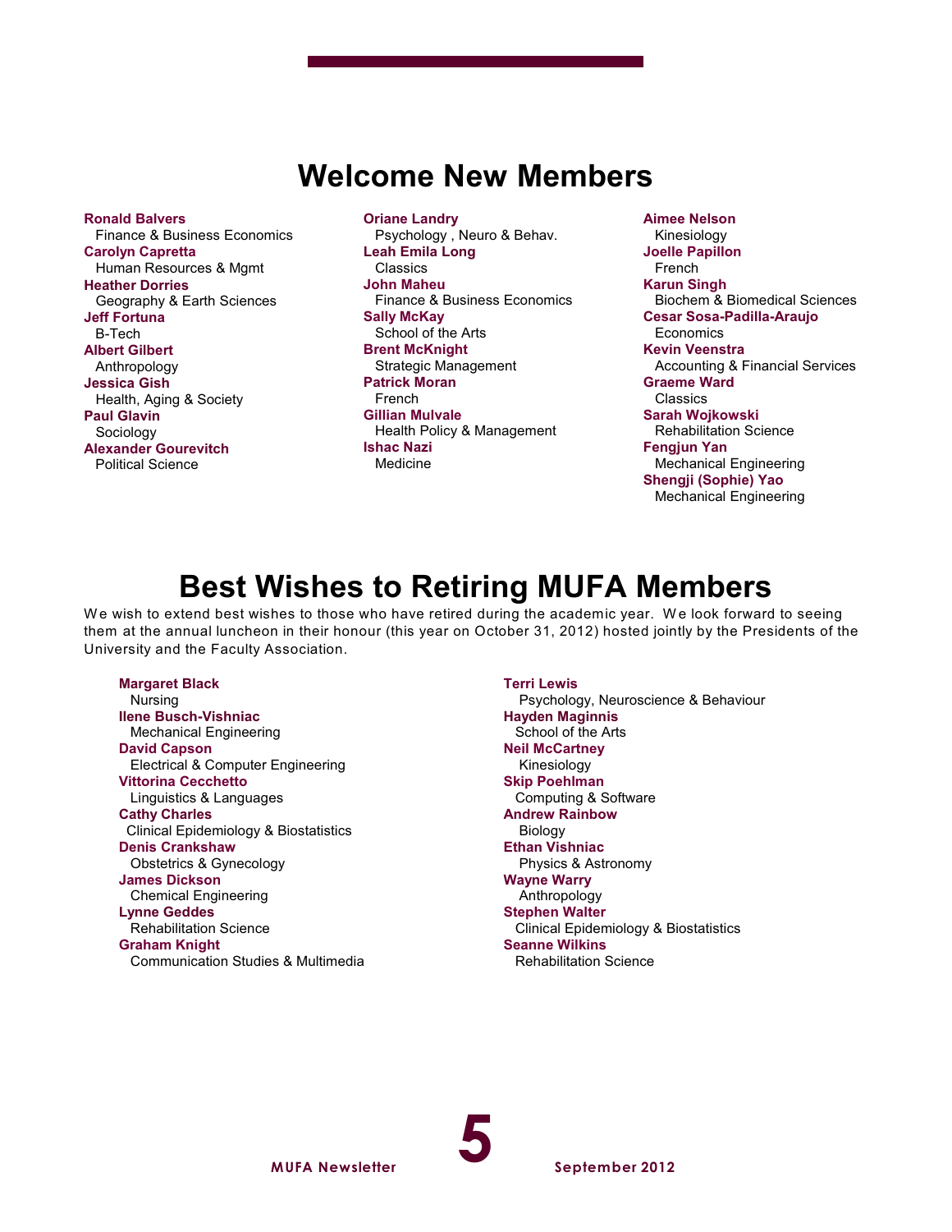# Welcome New Members

**Ronald Balvers**
Finance & Business Economics

**Carolyn Capretta**
Human Resources & Mgmt

**Heather Dorries**
Geography & Earth Sciences

**Jeff Fortuna**
B-Tech

**Albert Gilbert**
Anthropology

**Jessica Gish**
Health, Aging & Society

**Paul Glavin**
Sociology

**Alexander Gourevitch**
Political Science

**Oriane Landry**
Psychology , Neuro & Behav.

**Leah Emila Long**
Classics

**John Maheu**
Finance & Business Economics

**Sally McKay**
School of the Arts

**Brent McKnight**
Strategic Management

**Patrick Moran**
French

**Gillian Mulvale**
Health Policy & Management

**Ishac Nazi**
Medicine

**Aimee Nelson**
Kinesiology

**Joelle Papillon**
French

**Karun Singh**
Biochem & Biomedical Sciences

**Cesar Sosa-Padilla-Araujo**
Economics

**Kevin Veenstra**
Accounting & Financial Services

**Graeme Ward**
Classics

**Sarah Wojkowski**
Rehabilitation Science

**Fengjun Yan**
Mechanical Engineering

**Shengji (Sophie) Yao**
Mechanical Engineering

# Best Wishes to Retiring MUFA Members

We wish to extend best wishes to those who have retired during the academic year. We look forward to seeing them at the annual luncheon in their honour (this year on October 31, 2012) hosted jointly by the Presidents of the University and the Faculty Association.

**Margaret Black**
Nursing

**Ilene Busch-Vishniac**
Mechanical Engineering

**David Capson**
Electrical & Computer Engineering

**Vittorina Cecchetto**
Linguistics & Languages

**Cathy Charles**
Clinical Epidemiology & Biostatistics

**Denis Crankshaw**
Obstetrics & Gynecology

**James Dickson**
Chemical Engineering

**Lynne Geddes**
Rehabilitation Science

**Graham Knight**
Communication Studies & Multimedia

**Terri Lewis**
Psychology, Neuroscience & Behaviour

**Hayden Maginnis**
School of the Arts

**Neil McCartney**
Kinesiology

**Skip Poehlman**
Computing & Software

**Andrew Rainbow**
Biology

**Ethan Vishniac**
Physics & Astronomy

**Wayne Warry**
Anthropology

**Stephen Walter**
Clinical Epidemiology & Biostatistics

**Seanne Wilkins**
Rehabilitation Science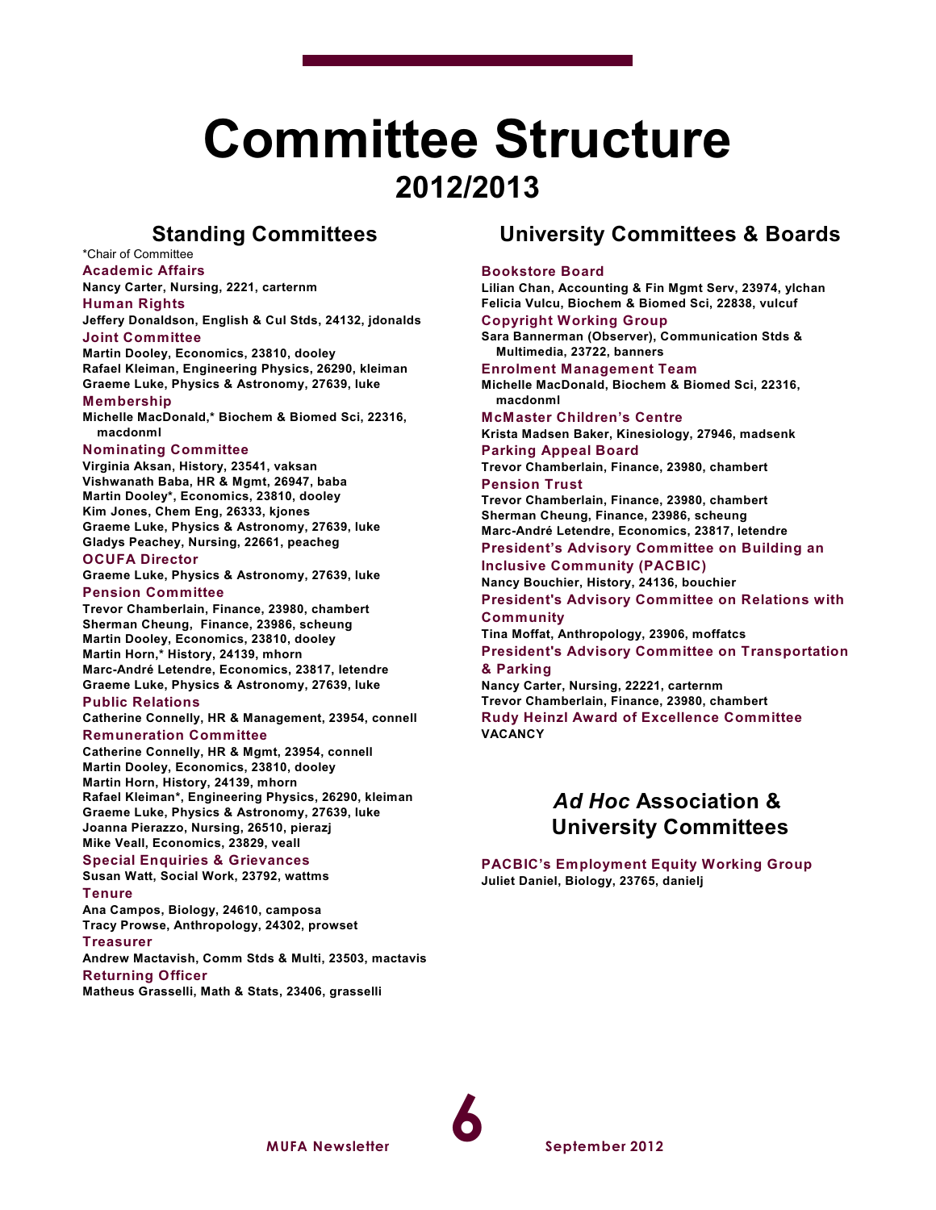# Committee Structure
## 2012/2013

## Standing Committees

*Chair of Committee

### Academic Affairs
**Nancy Carter, Nursing, 2221, carternm**

### Human Rights
**Jeffery Donaldson, English & Cul Stds, 24132, jdonalds**

### Joint Committee
**Martin Dooley, Economics, 23810, dooley**
**Rafael Kleiman, Engineering Physics, 26290, kleiman**
**Graeme Luke, Physics & Astronomy, 27639, luke**

### Membership
**Michelle MacDonald,* Biochem & Biomed Sci, 22316, macdonml**

### Nominating Committee
**Virginia Aksan, History, 23541, vaksan**
**Vishwanath Baba, HR & Mgmt, 26947, baba**
**Martin Dooley*, Economics, 23810, dooley**
**Kim Jones, Chem Eng, 26333, kjones**
**Graeme Luke, Physics & Astronomy, 27639, luke**
**Gladys Peachey, Nursing, 22661, peacheg**

### OCUFA Director
**Graeme Luke, Physics & Astronomy, 27639, luke**

### Pension Committee
**Trevor Chamberlain, Finance, 23980, chambert**
**Sherman Cheung, Finance, 23986, scheung**
**Martin Dooley, Economics, 23810, dooley**
**Martin Horn,* History, 24139, mhorn**
**Marc-André Letendre, Economics, 23817, letendre**
**Graeme Luke, Physics & Astronomy, 27639, luke**

### Public Relations
**Catherine Connelly, HR & Management, 23954, connell**

### Remuneration Committee
**Catherine Connelly, HR & Mgmt, 23954, connell**
**Martin Dooley, Economics, 23810, dooley**
**Martin Horn, History, 24139, mhorn**
**Rafael Kleiman*, Engineering Physics, 26290, kleiman**
**Graeme Luke, Physics & Astronomy, 27639, luke**
**Joanna Pierazzo, Nursing, 26510, pierazj**
**Mike Veall, Economics, 23829, veall**

### Special Enquiries & Grievances
**Susan Watt, Social Work, 23792, wattms**

### Tenure
**Ana Campos, Biology, 24610, camposa**
**Tracy Prowse, Anthropology, 24302, prowset**

### Treasurer
**Andrew Mactavish, Comm Stds & Multi, 23503, mactavis**

### Returning Officer
**Matheus Grasselli, Math & Stats, 23406, grasselli**

## University Committees & Boards

### Bookstore Board
**Lilian Chan, Accounting & Fin Mgmt Serv, 23974, ylchan**
**Felicia Vulcu, Biochem & Biomed Sci, 22838, vulcuf**

### Copyright Working Group
**Sara Bannerman (Observer), Communication Stds & Multimedia, 23722, banners**

### Enrolment Management Team
**Michelle MacDonald, Biochem & Biomed Sci, 22316, macdonml**

### McMaster Children's Centre
**Krista Madsen Baker, Kinesiology, 27946, madsenk**

### Parking Appeal Board
**Trevor Chamberlain, Finance, 23980, chambert**

### Pension Trust
**Trevor Chamberlain, Finance, 23980, chambert**
**Sherman Cheung, Finance, 23986, scheung**
**Marc-André Letendre, Economics, 23817, letendre**

### President's Advisory Committee on Building an Inclusive Community (PACBIC)
**Nancy Bouchier, History, 24136, bouchier**

### President's Advisory Committee on Relations with Community
**Tina Moffat, Anthropology, 23906, moffatcs**

### President's Advisory Committee on Transportation & Parking
**Nancy Carter, Nursing, 22221, carternm**
**Trevor Chamberlain, Finance, 23980, chambert**

### Rudy Heinzl Award of Excellence Committee
**VACANCY**

## *Ad Hoc* Association & University Committees

### PACBIC's Employment Equity Working Group
**Juliet Daniel, Biology, 23765, danielj**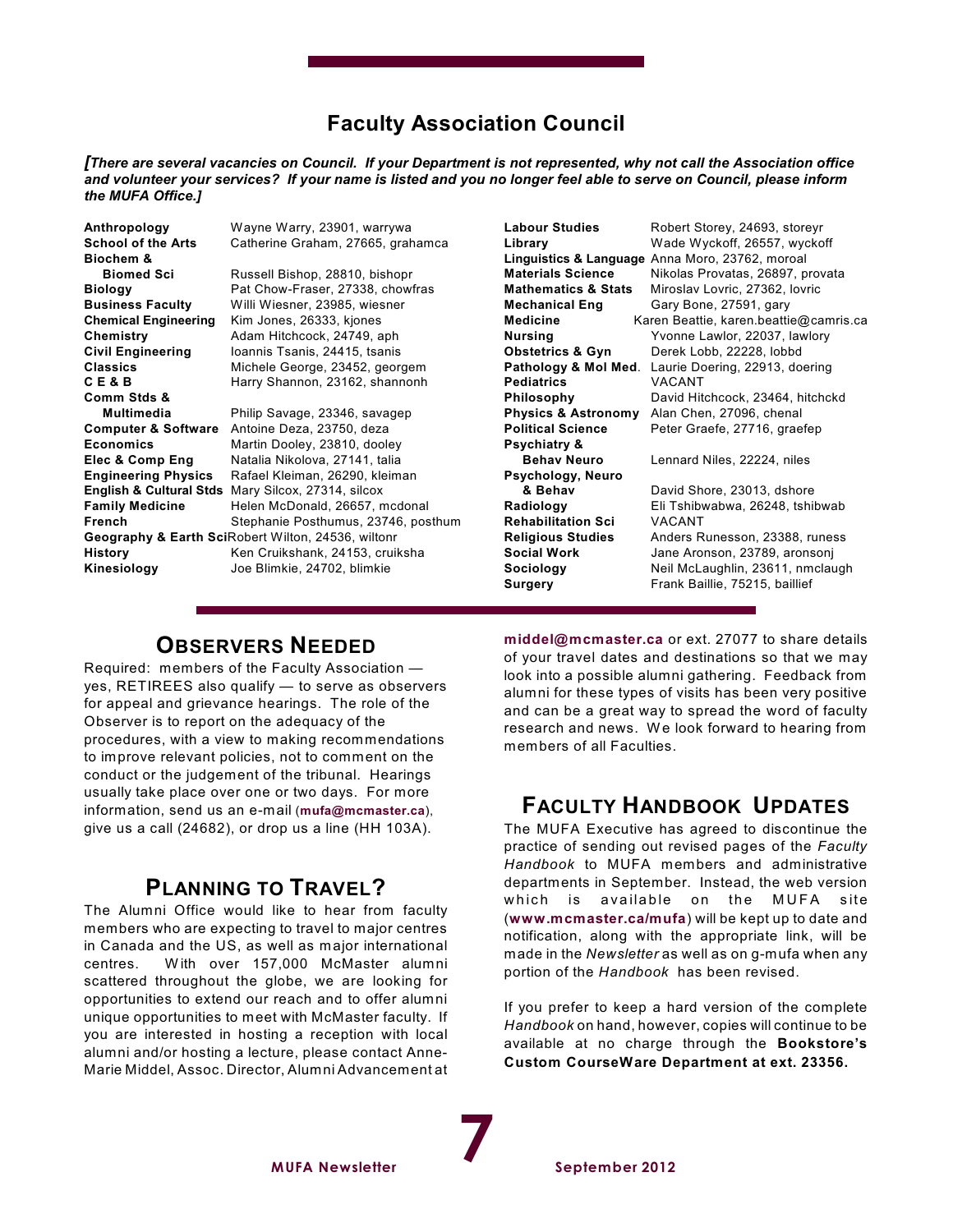## Faculty Association Council

***[There are several vacancies on Council. If your Department is not represented, why not call the Association office and volunteer your services? If your name is listed and you no longer feel able to serve on Council, please inform the MUFA Office.]***

| | |
|---|---|
| **Anthropology** | Wayne Warry, 23901, warrywa |
| **School of the Arts** | Catherine Graham, 27665, grahamca |
| **Biochem & Biomed Sci** | Russell Bishop, 28810, bishopr |
| **Biology** | Pat Chow-Fraser, 27338, chowfras |
| **Business Faculty** | Willi Wiesner, 23985, wiesner |
| **Chemical Engineering** | Kim Jones, 26333, kjones |
| **Chemistry** | Adam Hitchcock, 24749, aph |
| **Civil Engineering** | Ioannis Tsanis, 24415, tsanis |
| **Classics** | Michele George, 23452, georgem |
| **C E & B** | Harry Shannon, 23162, shannonh |
| **Comm Stds & Multimedia** | Philip Savage, 23346, savagep |
| **Computer & Software** | Antoine Deza, 23750, deza |
| **Economics** | Martin Dooley, 23810, dooley |
| **Elec & Comp Eng** | Natalia Nikolova, 27141, talia |
| **Engineering Physics** | Rafael Kleiman, 26290, kleiman |
| **English & Cultural Stds** | Mary Silcox, 27314, silcox |
| **Family Medicine** | Helen McDonald, 26657, mcdonal |
| **French** | Stephanie Posthumus, 23746, posthum |
| **Geography & Earth Sci** | Robert Wilton, 24536, wiltonr |
| **History** | Ken Cruikshank, 24153, cruiksha |
| **Kinesiology** | Joe Blimkie, 24702, blimkie |
| **Labour Studies** | Robert Storey, 24693, storeyr |
| **Library** | Wade Wyckoff, 26557, wyckoff |
| **Linguistics & Language** | Anna Moro, 23762, moroal |
| **Materials Science** | Nikolas Provatas, 26897, provata |
| **Mathematics & Stats** | Miroslav Lovric, 27362, lovric |
| **Mechanical Eng** | Gary Bone, 27591, gary |
| **Medicine** | Karen Beattie, karen.beattie@camris.ca |
| **Nursing** | Yvonne Lawlor, 22037, lawlory |
| **Obstetrics & Gyn** | Derek Lobb, 22228, lobbd |
| **Pathology & Mol Med.** | Laurie Doering, 22913, doering |
| **Pediatrics** | VACANT |
| **Philosophy** | David Hitchcock, 23464, hitchckd |
| **Physics & Astronomy** | Alan Chen, 27096, chenal |
| **Political Science** | Peter Graefe, 27716, graefep |
| **Psychiatry & Behav Neuro** | Lennard Niles, 22224, niles |
| **Psychology, Neuro & Behav** | David Shore, 23013, dshore |
| **Radiology** | Eli Tshibwabwa, 26248, tshibwab |
| **Rehabilitation Sci** | VACANT |
| **Religious Studies** | Anders Runesson, 23388, runess |
| **Social Work** | Jane Aronson, 23789, aronsonj |
| **Sociology** | Neil McLaughlin, 23611, nmclaugh |
| **Surgery** | Frank Baillie, 75215, baillief |

## Observers Needed

Required: members of the Faculty Association — yes, RETIREES also qualify — to serve as observers for appeal and grievance hearings. The role of the Observer is to report on the adequacy of the procedures, with a view to making recommendations to improve relevant policies, not to comment on the conduct or the judgement of the tribunal. Hearings usually take place over one or two days. For more information, send us an e-mail (**mufa@mcmaster.ca**), give us a call (24682), or drop us a line (HH 103A).

## Planning to Travel?

The Alumni Office would like to hear from faculty members who are expecting to travel to major centres in Canada and the US, as well as major international centres. With over 157,000 McMaster alumni scattered throughout the globe, we are looking for opportunities to extend our reach and to offer alumni unique opportunities to meet with McMaster faculty. If you are interested in hosting a reception with local alumni and/or hosting a lecture, please contact Anne-Marie Middel, Assoc. Director, Alumni Advancement at **middel@mcmaster.ca** or ext. 27077 to share details of your travel dates and destinations so that we may look into a possible alumni gathering. Feedback from alumni for these types of visits has been very positive and can be a great way to spread the word of faculty research and news. We look forward to hearing from members of all Faculties.

## Faculty Handbook Updates

The MUFA Executive has agreed to discontinue the practice of sending out revised pages of the *Faculty Handbook* to MUFA members and administrative departments in September. Instead, the web version which is available on the MUFA site (**www.mcmaster.ca/mufa**) will be kept up to date and notification, along with the appropriate link, will be made in the *Newsletter* as well as on g-mufa when any portion of the *Handbook* has been revised.

If you prefer to keep a hard version of the complete *Handbook* on hand, however, copies will continue to be available at no charge through the **Bookstore's Custom CourseWare Department at ext. 23356.**